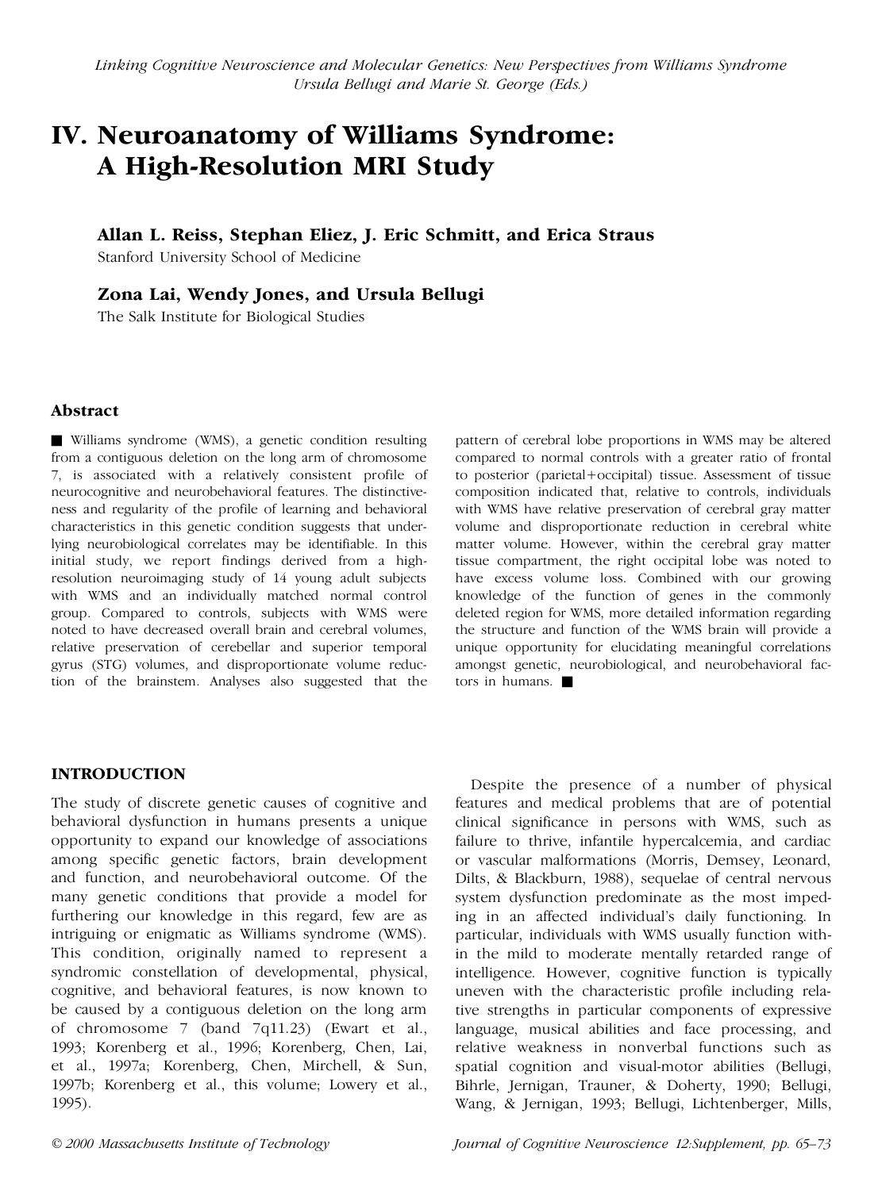*Linking Cognitive Neuroscience and Molecular Genetics: New Perspectives from Williams Syndrome*
*Ursula Bellugi and Marie St. George (Eds.)*

# IV. Neuroanatomy of Williams Syndrome: A High-Resolution MRI Study

**Allan L. Reiss, Stephan Eliez, J. Eric Schmitt, and Erica Straus**
Stanford University School of Medicine

**Zona Lai, Wendy Jones, and Ursula Bellugi**
The Salk Institute for Biological Studies

## Abstract

■ Williams syndrome (WMS), a genetic condition resulting from a contiguous deletion on the long arm of chromosome 7, is associated with a relatively consistent profile of neurocognitive and neurobehavioral features. The distinctiveness and regularity of the profile of learning and behavioral characteristics in this genetic condition suggests that underlying neurobiological correlates may be identifiable. In this initial study, we report findings derived from a high-resolution neuroimaging study of 14 young adult subjects with WMS and an individually matched normal control group. Compared to controls, subjects with WMS were noted to have decreased overall brain and cerebral volumes, relative preservation of cerebellar and superior temporal gyrus (STG) volumes, and disproportionate volume reduction of the brainstem. Analyses also suggested that the pattern of cerebral lobe proportions in WMS may be altered compared to normal controls with a greater ratio of frontal to posterior (parietal+occipital) tissue. Assessment of tissue composition indicated that, relative to controls, individuals with WMS have relative preservation of cerebral gray matter volume and disproportionate reduction in cerebral white matter volume. However, within the cerebral gray matter tissue compartment, the right occipital lobe was noted to have excess volume loss. Combined with our growing knowledge of the function of genes in the commonly deleted region for WMS, more detailed information regarding the structure and function of the WMS brain will provide a unique opportunity for elucidating meaningful correlations amongst genetic, neurobiological, and neurobehavioral factors in humans. ■

## INTRODUCTION

The study of discrete genetic causes of cognitive and behavioral dysfunction in humans presents a unique opportunity to expand our knowledge of associations among specific genetic factors, brain development and function, and neurobehavioral outcome. Of the many genetic conditions that provide a model for furthering our knowledge in this regard, few are as intriguing or enigmatic as Williams syndrome (WMS). This condition, originally named to represent a syndromic constellation of developmental, physical, cognitive, and behavioral features, is now known to be caused by a contiguous deletion on the long arm of chromosome 7 (band 7q11.23) (Ewart et al., 1993; Korenberg et al., 1996; Korenberg, Chen, Lai, et al., 1997a; Korenberg, Chen, Mirchell, & Sun, 1997b; Korenberg et al., this volume; Lowery et al., 1995).

Despite the presence of a number of physical features and medical problems that are of potential clinical significance in persons with WMS, such as failure to thrive, infantile hypercalcemia, and cardiac or vascular malformations (Morris, Demsey, Leonard, Dilts, & Blackburn, 1988), sequelae of central nervous system dysfunction predominate as the most impeding in an affected individual's daily functioning. In particular, individuals with WMS usually function within the mild to moderate mentally retarded range of intelligence. However, cognitive function is typically uneven with the characteristic profile including relative strengths in particular components of expressive language, musical abilities and face processing, and relative weakness in nonverbal functions such as spatial cognition and visual-motor abilities (Bellugi, Bihrle, Jernigan, Trauner, & Doherty, 1990; Bellugi, Wang, & Jernigan, 1993; Bellugi, Lichtenberger, Mills,

© 2000 Massachusetts Institute of Technology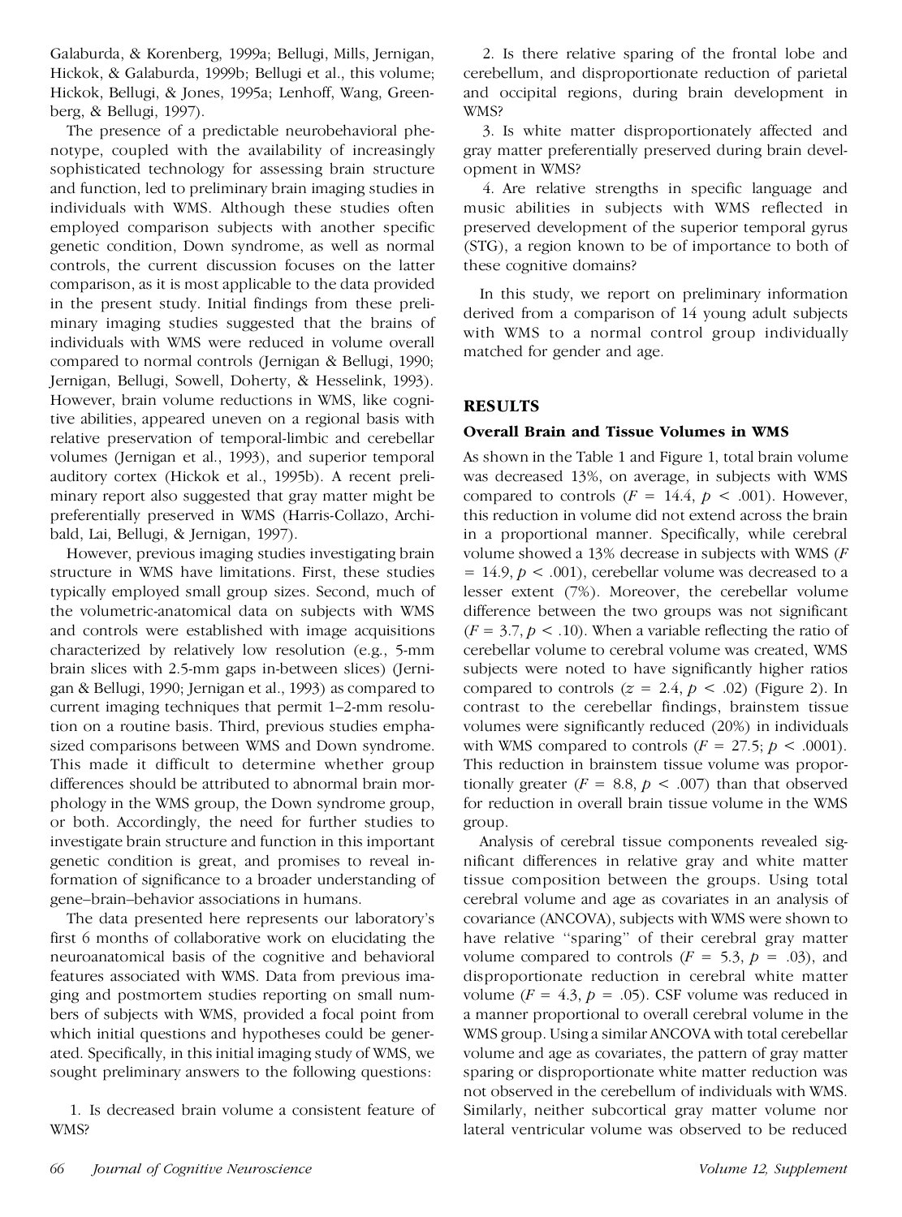Galaburda, & Korenberg, 1999a; Bellugi, Mills, Jernigan, Hickok, & Galaburda, 1999b; Bellugi et al., this volume; Hickok, Bellugi, & Jones, 1995a; Lenhoff, Wang, Greenberg, & Bellugi, 1997).

The presence of a predictable neurobehavioral phenotype, coupled with the availability of increasingly sophisticated technology for assessing brain structure and function, led to preliminary brain imaging studies in individuals with WMS. Although these studies often employed comparison subjects with another specific genetic condition, Down syndrome, as well as normal controls, the current discussion focuses on the latter comparison, as it is most applicable to the data provided in the present study. Initial findings from these preliminary imaging studies suggested that the brains of individuals with WMS were reduced in volume overall compared to normal controls (Jernigan & Bellugi, 1990; Jernigan, Bellugi, Sowell, Doherty, & Hesselink, 1993). However, brain volume reductions in WMS, like cognitive abilities, appeared uneven on a regional basis with relative preservation of temporal-limbic and cerebellar volumes (Jernigan et al., 1993), and superior temporal auditory cortex (Hickok et al., 1995b). A recent preliminary report also suggested that gray matter might be preferentially preserved in WMS (Harris-Collazo, Archibald, Lai, Bellugi, & Jernigan, 1997).

However, previous imaging studies investigating brain structure in WMS have limitations. First, these studies typically employed small group sizes. Second, much of the volumetric-anatomical data on subjects with WMS and controls were established with image acquisitions characterized by relatively low resolution (e.g., 5-mm brain slices with 2.5-mm gaps in-between slices) (Jernigan & Bellugi, 1990; Jernigan et al., 1993) as compared to current imaging techniques that permit 1–2-mm resolution on a routine basis. Third, previous studies emphasized comparisons between WMS and Down syndrome. This made it difficult to determine whether group differences should be attributed to abnormal brain morphology in the WMS group, the Down syndrome group, or both. Accordingly, the need for further studies to investigate brain structure and function in this important genetic condition is great, and promises to reveal information of significance to a broader understanding of gene–brain–behavior associations in humans.

The data presented here represents our laboratory's first 6 months of collaborative work on elucidating the neuroanatomical basis of the cognitive and behavioral features associated with WMS. Data from previous imaging and postmortem studies reporting on small numbers of subjects with WMS, provided a focal point from which initial questions and hypotheses could be generated. Specifically, in this initial imaging study of WMS, we sought preliminary answers to the following questions:

1. Is decreased brain volume a consistent feature of WMS?

2. Is there relative sparing of the frontal lobe and cerebellum, and disproportionate reduction of parietal and occipital regions, during brain development in WMS?

3. Is white matter disproportionately affected and gray matter preferentially preserved during brain development in WMS?

4. Are relative strengths in specific language and music abilities in subjects with WMS reflected in preserved development of the superior temporal gyrus (STG), a region known to be of importance to both of these cognitive domains?

In this study, we report on preliminary information derived from a comparison of 14 young adult subjects with WMS to a normal control group individually matched for gender and age.

## RESULTS

### Overall Brain and Tissue Volumes in WMS

As shown in the Table 1 and Figure 1, total brain volume was decreased 13%, on average, in subjects with WMS compared to controls ($F$ = 14.4, $p$ < .001). However, this reduction in volume did not extend across the brain in a proportional manner. Specifically, while cerebral volume showed a 13% decrease in subjects with WMS ($F$ = 14.9, $p$ < .001), cerebellar volume was decreased to a lesser extent (7%). Moreover, the cerebellar volume difference between the two groups was not significant ($F$ = 3.7, $p$ < .10). When a variable reflecting the ratio of cerebellar volume to cerebral volume was created, WMS subjects were noted to have significantly higher ratios compared to controls ($z$ = 2.4, $p$ < .02) (Figure 2). In contrast to the cerebellar findings, brainstem tissue volumes were significantly reduced (20%) in individuals with WMS compared to controls ($F$ = 27.5; $p$ < .0001). This reduction in brainstem tissue volume was proportionally greater ($F$ = 8.8, $p$ < .007) than that observed for reduction in overall brain tissue volume in the WMS group.

Analysis of cerebral tissue components revealed significant differences in relative gray and white matter tissue composition between the groups. Using total cerebral volume and age as covariates in an analysis of covariance (ANCOVA), subjects with WMS were shown to have relative "sparing" of their cerebral gray matter volume compared to controls ($F$ = 5.3, $p$ = .03), and disproportionate reduction in cerebral white matter volume ($F$ = 4.3, $p$ = .05). CSF volume was reduced in a manner proportional to overall cerebral volume in the WMS group. Using a similar ANCOVA with total cerebellar volume and age as covariates, the pattern of gray matter sparing or disproportionate white matter reduction was not observed in the cerebellum of individuals with WMS. Similarly, neither subcortical gray matter volume nor lateral ventricular volume was observed to be reduced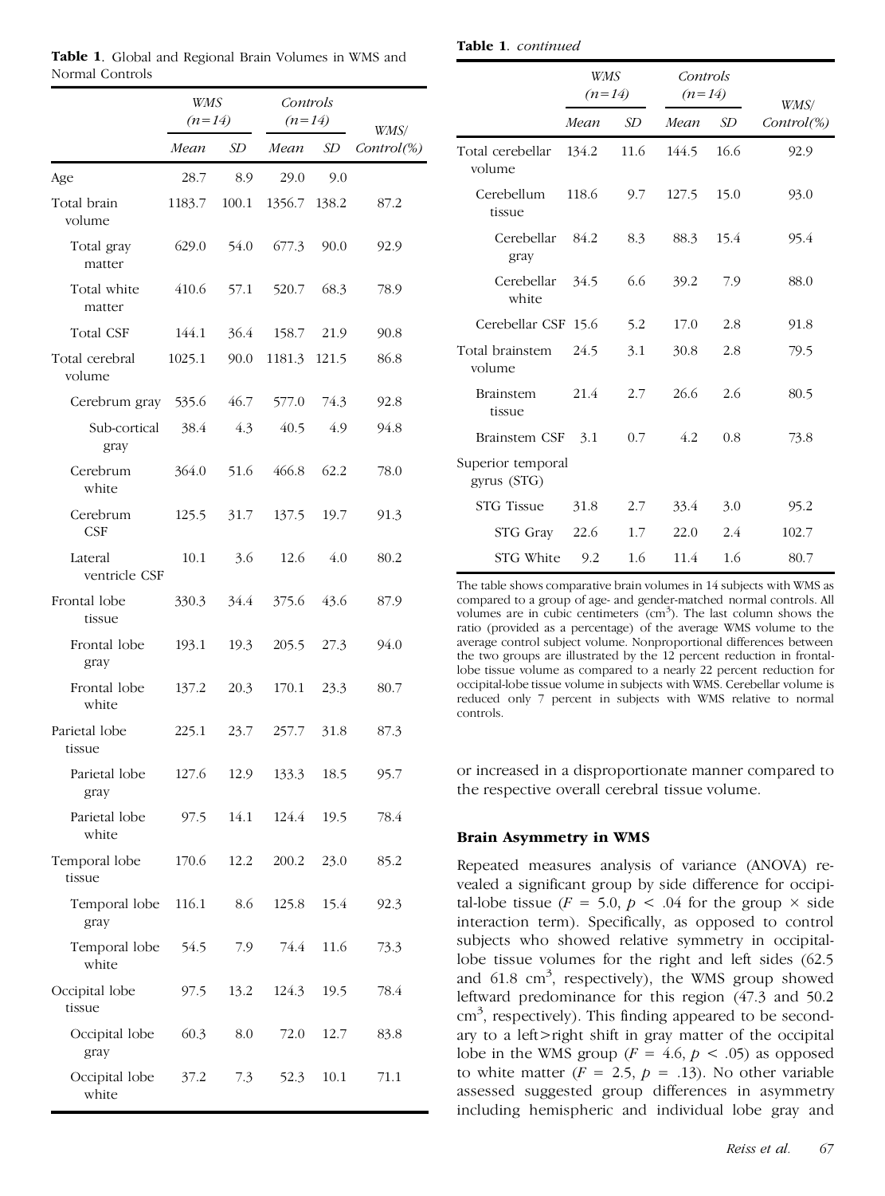**Table 1**. Global and Regional Brain Volumes in WMS and Normal Controls

| | *WMS (n=14)* | | *Controls (n=14)* | | *WMS/ Control(%)* |
|---|---|---|---|---|---|
| | *Mean* | *SD* | *Mean* | *SD* | |
| Age | 28.7 | 8.9 | 29.0 | 9.0 | |
| Total brain volume | 1183.7 | 100.1 | 1356.7 | 138.2 | 87.2 |
| Total gray matter | 629.0 | 54.0 | 677.3 | 90.0 | 92.9 |
| Total white matter | 410.6 | 57.1 | 520.7 | 68.3 | 78.9 |
| Total CSF | 144.1 | 36.4 | 158.7 | 21.9 | 90.8 |
| Total cerebral volume | 1025.1 | 90.0 | 1181.3 | 121.5 | 86.8 |
| Cerebrum gray | 535.6 | 46.7 | 577.0 | 74.3 | 92.8 |
| Sub-cortical gray | 38.4 | 4.3 | 40.5 | 4.9 | 94.8 |
| Cerebrum white | 364.0 | 51.6 | 466.8 | 62.2 | 78.0 |
| Cerebrum CSF | 125.5 | 31.7 | 137.5 | 19.7 | 91.3 |
| Lateral ventricle CSF | 10.1 | 3.6 | 12.6 | 4.0 | 80.2 |
| Frontal lobe tissue | 330.3 | 34.4 | 375.6 | 43.6 | 87.9 |
| Frontal lobe gray | 193.1 | 19.3 | 205.5 | 27.3 | 94.0 |
| Frontal lobe white | 137.2 | 20.3 | 170.1 | 23.3 | 80.7 |
| Parietal lobe tissue | 225.1 | 23.7 | 257.7 | 31.8 | 87.3 |
| Parietal lobe gray | 127.6 | 12.9 | 133.3 | 18.5 | 95.7 |
| Parietal lobe white | 97.5 | 14.1 | 124.4 | 19.5 | 78.4 |
| Temporal lobe tissue | 170.6 | 12.2 | 200.2 | 23.0 | 85.2 |
| Temporal lobe gray | 116.1 | 8.6 | 125.8 | 15.4 | 92.3 |
| Temporal lobe white | 54.5 | 7.9 | 74.4 | 11.6 | 73.3 |
| Occipital lobe tissue | 97.5 | 13.2 | 124.3 | 19.5 | 78.4 |
| Occipital lobe gray | 60.3 | 8.0 | 72.0 | 12.7 | 83.8 |
| Occipital lobe white | 37.2 | 7.3 | 52.3 | 10.1 | 71.1 |
| Total cerebellar volume | 134.2 | 11.6 | 144.5 | 16.6 | 92.9 |
| Cerebellum tissue | 118.6 | 9.7 | 127.5 | 15.0 | 93.0 |
| Cerebellar gray | 84.2 | 8.3 | 88.3 | 15.4 | 95.4 |
| Cerebellar white | 34.5 | 6.6 | 39.2 | 7.9 | 88.0 |
| Cerebellar CSF | 15.6 | 5.2 | 17.0 | 2.8 | 91.8 |
| Total brainstem volume | 24.5 | 3.1 | 30.8 | 2.8 | 79.5 |
| Brainstem tissue | 21.4 | 2.7 | 26.6 | 2.6 | 80.5 |
| Brainstem CSF | 3.1 | 0.7 | 4.2 | 0.8 | 73.8 |
| Superior temporal gyrus (STG) | | | | | |
| STG Tissue | 31.8 | 2.7 | 33.4 | 3.0 | 95.2 |
| STG Gray | 22.6 | 1.7 | 22.0 | 2.4 | 102.7 |
| STG White | 9.2 | 1.6 | 11.4 | 1.6 | 80.7 |

The table shows comparative brain volumes in 14 subjects with WMS as compared to a group of age- and gender-matched normal controls. All volumes are in cubic centimeters ($cm^3$). The last column shows the ratio (provided as a percentage) of the average WMS volume to the average control subject volume. Nonproportional differences between the two groups are illustrated by the 12 percent reduction in frontal-lobe tissue volume as compared to a nearly 22 percent reduction for occipital-lobe tissue volume in subjects with WMS. Cerebellar volume is reduced only 7 percent in subjects with WMS relative to normal controls.

or increased in a disproportionate manner compared to the respective overall cerebral tissue volume.

### Brain Asymmetry in WMS

Repeated measures analysis of variance (ANOVA) revealed a significant group by side difference for occipital-lobe tissue ($F = 5.0$, $p < .04$ for the group × side interaction term). Specifically, as opposed to control subjects who showed relative symmetry in occipital-lobe tissue volumes for the right and left sides (62.5 and 61.8 $cm^3$, respectively), the WMS group showed leftward predominance for this region (47.3 and 50.2 $cm^3$, respectively). This finding appeared to be secondary to a left>right shift in gray matter of the occipital lobe in the WMS group ($F = 4.6$, $p < .05$) as opposed to white matter ($F = 2.5$, $p = .13$). No other variable assessed suggested group differences in asymmetry including hemispheric and individual lobe gray and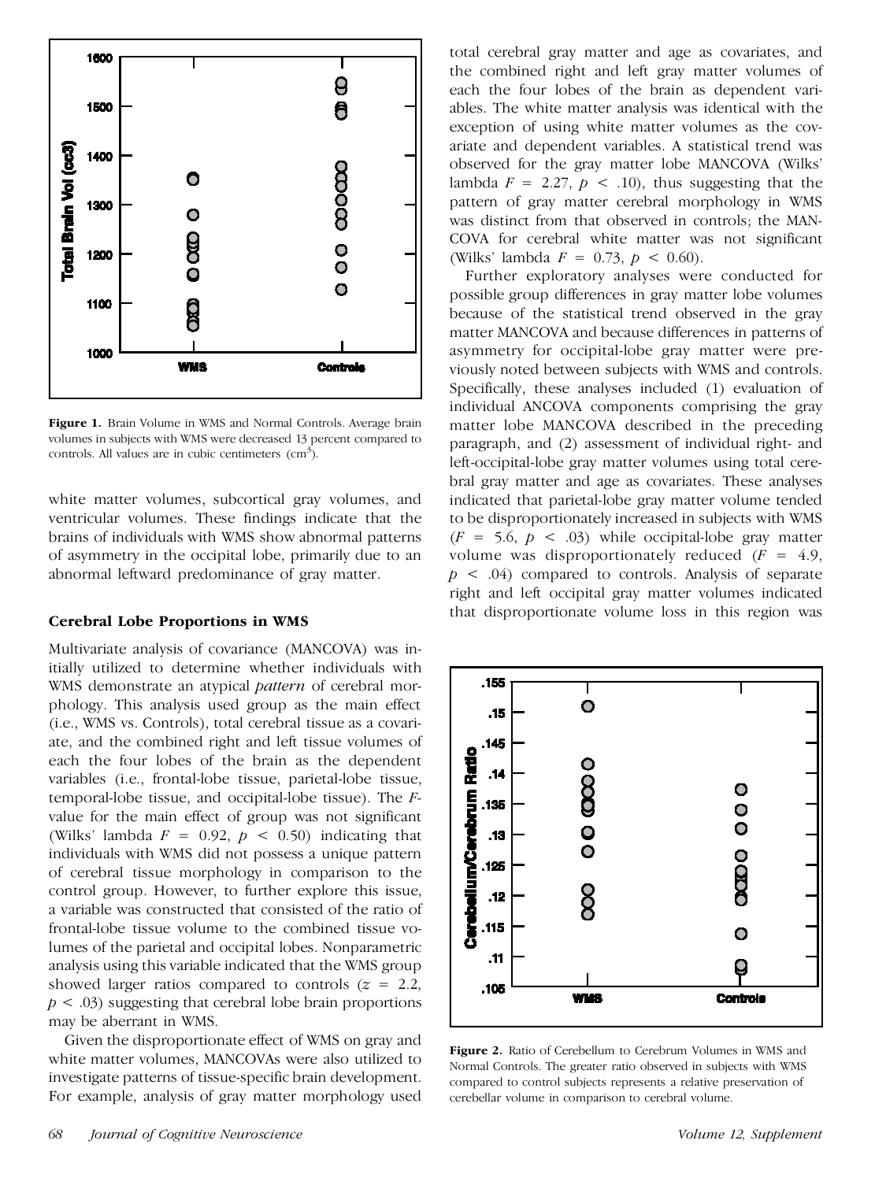1600

1500

1400

1300

1200

1100

1000

Total Brain Vol (cc3)

WMS

Controls

**Figure 1.** Brain Volume in WMS and Normal Controls. Average brain volumes in subjects with WMS were decreased 13 percent compared to controls. All values are in cubic centimeters ($cm^3$).

white matter volumes, subcortical gray volumes, and ventricular volumes. These findings indicate that the brains of individuals with WMS show abnormal patterns of asymmetry in the occipital lobe, primarily due to an abnormal leftward predominance of gray matter.

### Cerebral Lobe Proportions in WMS

Multivariate analysis of covariance (MANCOVA) was initially utilized to determine whether individuals with WMS demonstrate an atypical *pattern* of cerebral morphology. This analysis used group as the main effect (i.e., WMS vs. Controls), total cerebral tissue as a covariate, and the combined right and left tissue volumes of each the four lobes of the brain as the dependent variables (i.e., frontal-lobe tissue, parietal-lobe tissue, temporal-lobe tissue, and occipital-lobe tissue). The *F*-value for the main effect of group was not significant (Wilks' lambda $F = 0.92$, $p < 0.50$) indicating that individuals with WMS did not possess a unique pattern of cerebral tissue morphology in comparison to the control group. However, to further explore this issue, a variable was constructed that consisted of the ratio of frontal-lobe tissue volume to the combined tissue volumes of the parietal and occipital lobes. Nonparametric analysis using this variable indicated that the WMS group showed larger ratios compared to controls ($z = 2.2$, $p < .03$) suggesting that cerebral lobe brain proportions may be aberrant in WMS.

Given the disproportionate effect of WMS on gray and white matter volumes, MANCOVAs were also utilized to investigate patterns of tissue-specific brain development. For example, analysis of gray matter morphology used total cerebral gray matter and age as covariates, and the combined right and left gray matter volumes of each the four lobes of the brain as dependent variables. The white matter analysis was identical with the exception of using white matter volumes as the covariate and dependent variables. A statistical trend was observed for the gray matter lobe MANCOVA (Wilks' lambda $F = 2.27$, $p < .10$), thus suggesting that the pattern of gray matter cerebral morphology in WMS was distinct from that observed in controls; the MANCOVA for cerebral white matter was not significant (Wilks' lambda $F = 0.73$, $p < 0.60$).

Further exploratory analyses were conducted for possible group differences in gray matter lobe volumes because of the statistical trend observed in the gray matter MANCOVA and because differences in patterns of asymmetry for occipital-lobe gray matter were previously noted between subjects with WMS and controls. Specifically, these analyses included (1) evaluation of individual ANCOVA components comprising the gray matter lobe MANCOVA described in the preceding paragraph, and (2) assessment of individual right- and left-occipital-lobe gray matter volumes using total cerebral gray matter and age as covariates. These analyses indicated that parietal-lobe gray matter volume tended to be disproportionately increased in subjects with WMS ($F = 5.6$, $p < .03$) while occipital-lobe gray matter volume was disproportionately reduced ($F = 4.9$, $p < .04$) compared to controls. Analysis of separate right and left occipital gray matter volumes indicated that disproportionate volume loss in this region was

.155

.15

.145

.14

.135

.13

.125

.12

.115

.11

.105

Cerebellum/Cerebrum Ratio

WMS

Controls

**Figure 2.** Ratio of Cerebellum to Cerebrum Volumes in WMS and Normal Controls. The greater ratio observed in subjects with WMS compared to control subjects represents a relative preservation of cerebellar volume in comparison to cerebral volume.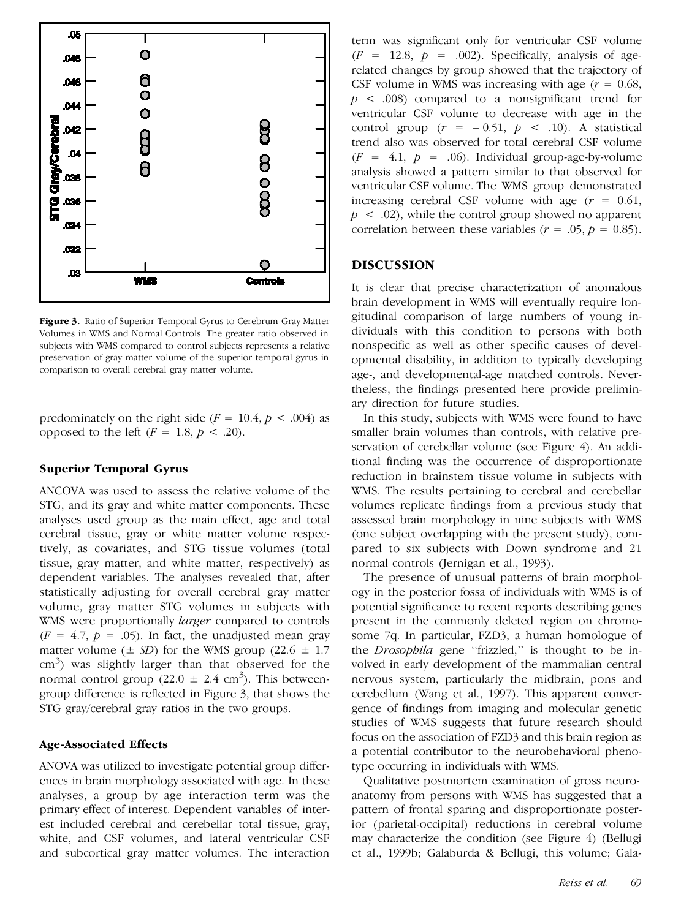**Figure 3.** Ratio of Superior Temporal Gyrus to Cerebrum Gray Matter Volumes in WMS and Normal Controls. The greater ratio observed in subjects with WMS compared to control subjects represents a relative preservation of gray matter volume of the superior temporal gyrus in comparison to overall cerebral gray matter volume.

predominately on the right side ($F = 10.4$, $p < .004$) as opposed to the left ($F = 1.8$, $p < .20$).

### Superior Temporal Gyrus

ANCOVA was used to assess the relative volume of the STG, and its gray and white matter components. These analyses used group as the main effect, age and total cerebral tissue, gray or white matter volume respectively, as covariates, and STG tissue volumes (total tissue, gray matter, and white matter, respectively) as dependent variables. The analyses revealed that, after statistically adjusting for overall cerebral gray matter volume, gray matter STG volumes in subjects with WMS were proportionally *larger* compared to controls ($F = 4.7$, $p = .05$). In fact, the unadjusted mean gray matter volume ($\pm$ *SD*) for the WMS group ($22.6 \pm 1.7$ cm$^3$) was slightly larger than that observed for the normal control group ($22.0 \pm 2.4$ cm$^3$). This between-group difference is reflected in Figure 3, that shows the STG gray/cerebral gray ratios in the two groups.

### Age-Associated Effects

ANOVA was utilized to investigate potential group differences in brain morphology associated with age. In these analyses, a group by age interaction term was the primary effect of interest. Dependent variables of interest included cerebral and cerebellar total tissue, gray, white, and CSF volumes, and lateral ventricular CSF and subcortical gray matter volumes. The interaction term was significant only for ventricular CSF volume ($F = 12.8$, $p = .002$). Specifically, analysis of age-related changes by group showed that the trajectory of CSF volume in WMS was increasing with age ($r = 0.68$, $p < .008$) compared to a nonsignificant trend for ventricular CSF volume to decrease with age in the control group ($r = -0.51$, $p < .10$). A statistical trend also was observed for total cerebral CSF volume ($F = 4.1$, $p = .06$). Individual group-age-by-volume analysis showed a pattern similar to that observed for ventricular CSF volume. The WMS group demonstrated increasing cerebral CSF volume with age ($r = 0.61$, $p < .02$), while the control group showed no apparent correlation between these variables ($r = .05$, $p = 0.85$).

## DISCUSSION

It is clear that precise characterization of anomalous brain development in WMS will eventually require longitudinal comparison of large numbers of young individuals with this condition to persons with both nonspecific as well as other specific causes of developmental disability, in addition to typically developing age-, and developmental-age matched controls. Nevertheless, the findings presented here provide preliminary direction for future studies.

In this study, subjects with WMS were found to have smaller brain volumes than controls, with relative preservation of cerebellar volume (see Figure 4). An additional finding was the occurrence of disproportionate reduction in brainstem tissue volume in subjects with WMS. The results pertaining to cerebral and cerebellar volumes replicate findings from a previous study that assessed brain morphology in nine subjects with WMS (one subject overlapping with the present study), compared to six subjects with Down syndrome and 21 normal controls (Jernigan et al., 1993).

The presence of unusual patterns of brain morphology in the posterior fossa of individuals with WMS is of potential significance to recent reports describing genes present in the commonly deleted region on chromosome 7q. In particular, FZD3, a human homologue of the *Drosophila* gene "frizzled," is thought to be involved in early development of the mammalian central nervous system, particularly the midbrain, pons and cerebellum (Wang et al., 1997). This apparent convergence of findings from imaging and molecular genetic studies of WMS suggests that future research should focus on the association of FZD3 and this brain region as a potential contributor to the neurobehavioral phenotype occurring in individuals with WMS.

Qualitative postmortem examination of gross neuroanatomy from persons with WMS has suggested that a pattern of frontal sparing and disproportionate posterior (parietal-occipital) reductions in cerebral volume may characterize the condition (see Figure 4) (Bellugi et al., 1999b; Galaburda & Bellugi, this volume; Gala-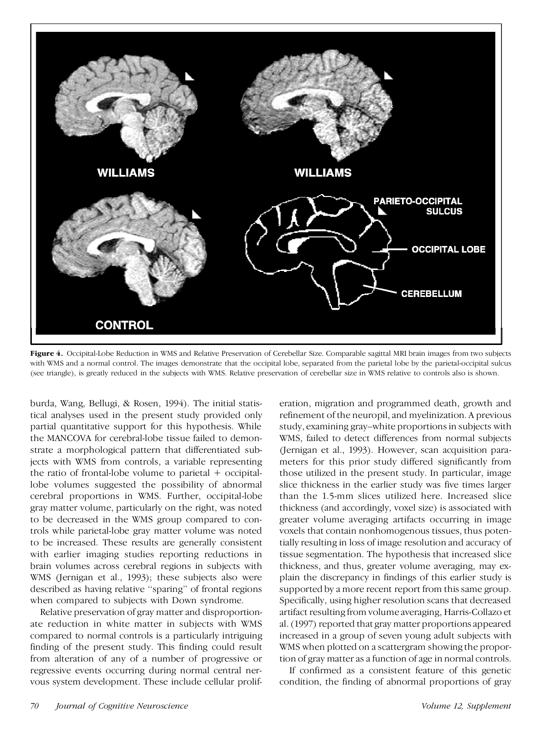WILLIAMS

WILLIAMS

CONTROL

PARIETO-OCCIPITAL SULCUS

OCCIPITAL LOBE

CEREBELLUM

**Figure 4.** Occipital-Lobe Reduction in WMS and Relative Preservation of Cerebellar Size. Comparable sagittal MRI brain images from two subjects with WMS and a normal control. The images demonstrate that the occipital lobe, separated from the parietal lobe by the parietal-occipital sulcus (see triangle), is greatly reduced in the subjects with WMS. Relative preservation of cerebellar size in WMS relative to controls also is shown.

burda, Wang, Bellugi, & Rosen, 1994). The initial statistical analyses used in the present study provided only partial quantitative support for this hypothesis. While the MANCOVA for cerebral-lobe tissue failed to demonstrate a morphological pattern that differentiated subjects with WMS from controls, a variable representing the ratio of frontal-lobe volume to parietal + occipital-lobe volumes suggested the possibility of abnormal cerebral proportions in WMS. Further, occipital-lobe gray matter volume, particularly on the right, was noted to be decreased in the WMS group compared to controls while parietal-lobe gray matter volume was noted to be increased. These results are generally consistent with earlier imaging studies reporting reductions in brain volumes across cerebral regions in subjects with WMS (Jernigan et al., 1993); these subjects also were described as having relative "sparing" of frontal regions when compared to subjects with Down syndrome.

Relative preservation of gray matter and disproportionate reduction in white matter in subjects with WMS compared to normal controls is a particularly intriguing finding of the present study. This finding could result from alteration of any of a number of progressive or regressive events occurring during normal central nervous system development. These include cellular proliferation, migration and programmed death, growth and refinement of the neuropil, and myelinization. A previous study, examining gray–white proportions in subjects with WMS, failed to detect differences from normal subjects (Jernigan et al., 1993). However, scan acquisition parameters for this prior study differed significantly from those utilized in the present study. In particular, image slice thickness in the earlier study was five times larger than the 1.5-mm slices utilized here. Increased slice thickness (and accordingly, voxel size) is associated with greater volume averaging artifacts occurring in image voxels that contain nonhomogenous tissues, thus potentially resulting in loss of image resolution and accuracy of tissue segmentation. The hypothesis that increased slice thickness, and thus, greater volume averaging, may explain the discrepancy in findings of this earlier study is supported by a more recent report from this same group. Specifically, using higher resolution scans that decreased artifact resulting from volume averaging, Harris-Collazo et al. (1997) reported that gray matter proportions appeared increased in a group of seven young adult subjects with WMS when plotted on a scattergram showing the proportion of gray matter as a function of age in normal controls.

If confirmed as a consistent feature of this genetic condition, the finding of abnormal proportions of gray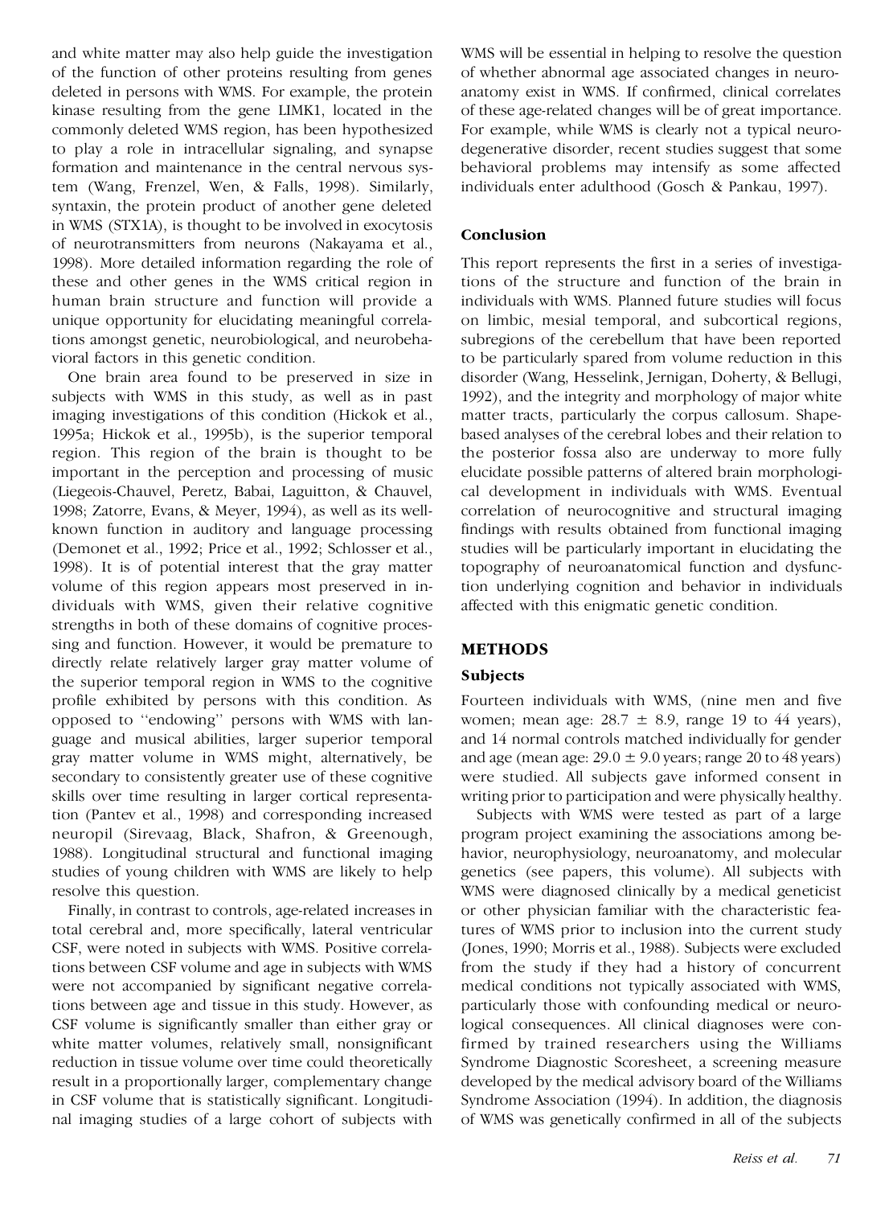and white matter may also help guide the investigation of the function of other proteins resulting from genes deleted in persons with WMS. For example, the protein kinase resulting from the gene LIMK1, located in the commonly deleted WMS region, has been hypothesized to play a role in intracellular signaling, and synapse formation and maintenance in the central nervous system (Wang, Frenzel, Wen, & Falls, 1998). Similarly, syntaxin, the protein product of another gene deleted in WMS (STX1A), is thought to be involved in exocytosis of neurotransmitters from neurons (Nakayama et al., 1998). More detailed information regarding the role of these and other genes in the WMS critical region in human brain structure and function will provide a unique opportunity for elucidating meaningful correlations amongst genetic, neurobiological, and neurobehavioral factors in this genetic condition.

One brain area found to be preserved in size in subjects with WMS in this study, as well as in past imaging investigations of this condition (Hickok et al., 1995a; Hickok et al., 1995b), is the superior temporal region. This region of the brain is thought to be important in the perception and processing of music (Liegeois-Chauvel, Peretz, Babai, Laguitton, & Chauvel, 1998; Zatorre, Evans, & Meyer, 1994), as well as its well-known function in auditory and language processing (Demonet et al., 1992; Price et al., 1992; Schlosser et al., 1998). It is of potential interest that the gray matter volume of this region appears most preserved in individuals with WMS, given their relative cognitive strengths in both of these domains of cognitive processing and function. However, it would be premature to directly relate relatively larger gray matter volume of the superior temporal region in WMS to the cognitive profile exhibited by persons with this condition. As opposed to "endowing" persons with WMS with language and musical abilities, larger superior temporal gray matter volume in WMS might, alternatively, be secondary to consistently greater use of these cognitive skills over time resulting in larger cortical representation (Pantev et al., 1998) and corresponding increased neuropil (Sirevaag, Black, Shafron, & Greenough, 1988). Longitudinal structural and functional imaging studies of young children with WMS are likely to help resolve this question.

Finally, in contrast to controls, age-related increases in total cerebral and, more specifically, lateral ventricular CSF, were noted in subjects with WMS. Positive correlations between CSF volume and age in subjects with WMS were not accompanied by significant negative correlations between age and tissue in this study. However, as CSF volume is significantly smaller than either gray or white matter volumes, relatively small, nonsignificant reduction in tissue volume over time could theoretically result in a proportionally larger, complementary change in CSF volume that is statistically significant. Longitudinal imaging studies of a large cohort of subjects with WMS will be essential in helping to resolve the question of whether abnormal age associated changes in neuroanatomy exist in WMS. If confirmed, clinical correlates of these age-related changes will be of great importance. For example, while WMS is clearly not a typical neurodegenerative disorder, recent studies suggest that some behavioral problems may intensify as some affected individuals enter adulthood (Gosch & Pankau, 1997).

### Conclusion

This report represents the first in a series of investigations of the structure and function of the brain in individuals with WMS. Planned future studies will focus on limbic, mesial temporal, and subcortical regions, subregions of the cerebellum that have been reported to be particularly spared from volume reduction in this disorder (Wang, Hesselink, Jernigan, Doherty, & Bellugi, 1992), and the integrity and morphology of major white matter tracts, particularly the corpus callosum. Shape-based analyses of the cerebral lobes and their relation to the posterior fossa also are underway to more fully elucidate possible patterns of altered brain morphological development in individuals with WMS. Eventual correlation of neurocognitive and structural imaging findings with results obtained from functional imaging studies will be particularly important in elucidating the topography of neuroanatomical function and dysfunction underlying cognition and behavior in individuals affected with this enigmatic genetic condition.

## METHODS

### Subjects

Fourteen individuals with WMS, (nine men and five women; mean age: $28.7 \pm 8.9$, range 19 to 44 years), and 14 normal controls matched individually for gender and age (mean age: $29.0 \pm 9.0$ years; range 20 to 48 years) were studied. All subjects gave informed consent in writing prior to participation and were physically healthy.

Subjects with WMS were tested as part of a large program project examining the associations among behavior, neurophysiology, neuroanatomy, and molecular genetics (see papers, this volume). All subjects with WMS were diagnosed clinically by a medical geneticist or other physician familiar with the characteristic features of WMS prior to inclusion into the current study (Jones, 1990; Morris et al., 1988). Subjects were excluded from the study if they had a history of concurrent medical conditions not typically associated with WMS, particularly those with confounding medical or neurological consequences. All clinical diagnoses were confirmed by trained researchers using the Williams Syndrome Diagnostic Scoresheet, a screening measure developed by the medical advisory board of the Williams Syndrome Association (1994). In addition, the diagnosis of WMS was genetically confirmed in all of the subjects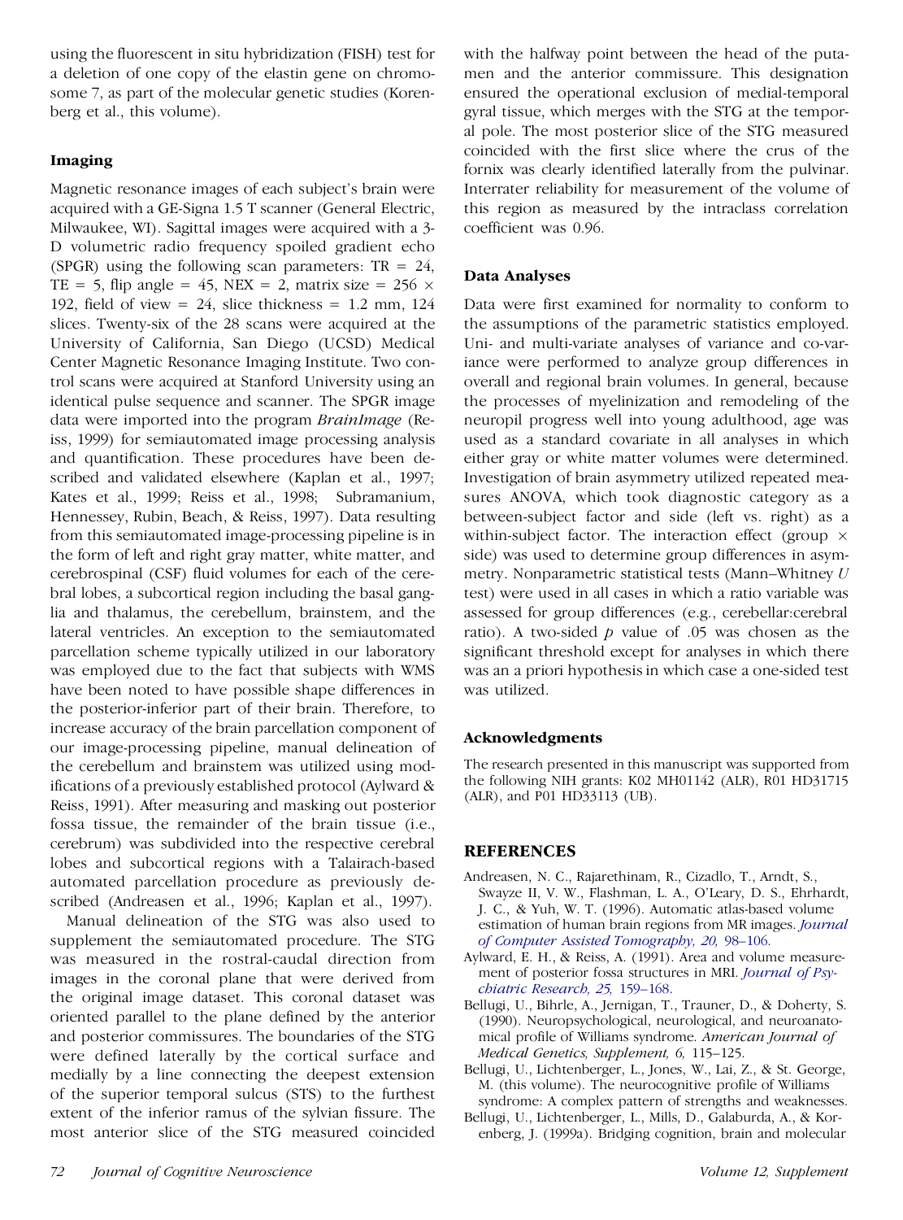using the fluorescent in situ hybridization (FISH) test for a deletion of one copy of the elastin gene on chromosome 7, as part of the molecular genetic studies (Korenberg et al., this volume).

### Imaging

Magnetic resonance images of each subject's brain were acquired with a GE-Signa 1.5 T scanner (General Electric, Milwaukee, WI). Sagittal images were acquired with a 3-D volumetric radio frequency spoiled gradient echo (SPGR) using the following scan parameters: TR = 24, TE = 5, flip angle = 45, NEX = 2, matrix size = 256 × 192, field of view = 24, slice thickness = 1.2 mm, 124 slices. Twenty-six of the 28 scans were acquired at the University of California, San Diego (UCSD) Medical Center Magnetic Resonance Imaging Institute. Two control scans were acquired at Stanford University using an identical pulse sequence and scanner. The SPGR image data were imported into the program *BrainImage* (Reiss, 1999) for semiautomated image processing analysis and quantification. These procedures have been described and validated elsewhere (Kaplan et al., 1997; Kates et al., 1999; Reiss et al., 1998; Subramanium, Hennessey, Rubin, Beach, & Reiss, 1997). Data resulting from this semiautomated image-processing pipeline is in the form of left and right gray matter, white matter, and cerebrospinal (CSF) fluid volumes for each of the cerebral lobes, a subcortical region including the basal ganglia and thalamus, the cerebellum, brainstem, and the lateral ventricles. An exception to the semiautomated parcellation scheme typically utilized in our laboratory was employed due to the fact that subjects with WMS have been noted to have possible shape differences in the posterior-inferior part of their brain. Therefore, to increase accuracy of the brain parcellation component of our image-processing pipeline, manual delineation of the cerebellum and brainstem was utilized using modifications of a previously established protocol (Aylward & Reiss, 1991). After measuring and masking out posterior fossa tissue, the remainder of the brain tissue (i.e., cerebrum) was subdivided into the respective cerebral lobes and subcortical regions with a Talairach-based automated parcellation procedure as previously described (Andreasen et al., 1996; Kaplan et al., 1997).

Manual delineation of the STG was also used to supplement the semiautomated procedure. The STG was measured in the rostral-caudal direction from images in the coronal plane that were derived from the original image dataset. This coronal dataset was oriented parallel to the plane defined by the anterior and posterior commissures. The boundaries of the STG were defined laterally by the cortical surface and medially by a line connecting the deepest extension of the superior temporal sulcus (STS) to the furthest extent of the inferior ramus of the sylvian fissure. The most anterior slice of the STG measured coincided with the halfway point between the head of the putamen and the anterior commissure. This designation ensured the operational exclusion of medial-temporal gyral tissue, which merges with the STG at the temporal pole. The most posterior slice of the STG measured coincided with the first slice where the crus of the fornix was clearly identified laterally from the pulvinar. Interrater reliability for measurement of the volume of this region as measured by the intraclass correlation coefficient was 0.96.

### Data Analyses

Data were first examined for normality to conform to the assumptions of the parametric statistics employed. Uni- and multi-variate analyses of variance and co-variance were performed to analyze group differences in overall and regional brain volumes. In general, because the processes of myelinization and remodeling of the neuropil progress well into young adulthood, age was used as a standard covariate in all analyses in which either gray or white matter volumes were determined. Investigation of brain asymmetry utilized repeated measures ANOVA, which took diagnostic category as a between-subject factor and side (left vs. right) as a within-subject factor. The interaction effect (group × side) was used to determine group differences in asymmetry. Nonparametric statistical tests (Mann–Whitney $U$ test) were used in all cases in which a ratio variable was assessed for group differences (e.g., cerebellar:cerebral ratio). A two-sided $p$ value of .05 was chosen as the significant threshold except for analyses in which there was an a priori hypothesis in which case a one-sided test was utilized.

### Acknowledgments

The research presented in this manuscript was supported from the following NIH grants: K02 MH01142 (ALR), R01 HD31715 (ALR), and P01 HD33113 (UB).

## REFERENCES

Andreasen, N. C., Rajarethinam, R., Cizadlo, T., Arndt, S., Swayze II, V. W., Flashman, L. A., O'Leary, D. S., Ehrhardt, J. C., & Yuh, W. T. (1996). Automatic atlas-based volume estimation of human brain regions from MR images. *Journal of Computer Assisted Tomography, 20,* 98–106.

Aylward, E. H., & Reiss, A. (1991). Area and volume measurement of posterior fossa structures in MRI. *Journal of Psychiatric Research, 25,* 159–168.

Bellugi, U., Bihrle, A., Jernigan, T., Trauner, D., & Doherty, S. (1990). Neuropsychological, neurological, and neuroanatomical profile of Williams syndrome. *American Journal of Medical Genetics, Supplement, 6,* 115–125.

Bellugi, U., Lichtenberger, L., Jones, W., Lai, Z., & St. George, M. (this volume). The neurocognitive profile of Williams syndrome: A complex pattern of strengths and weaknesses.

Bellugi, U., Lichtenberger, L., Mills, D., Galaburda, A., & Korenberg, J. (1999a). Bridging cognition, brain and molecular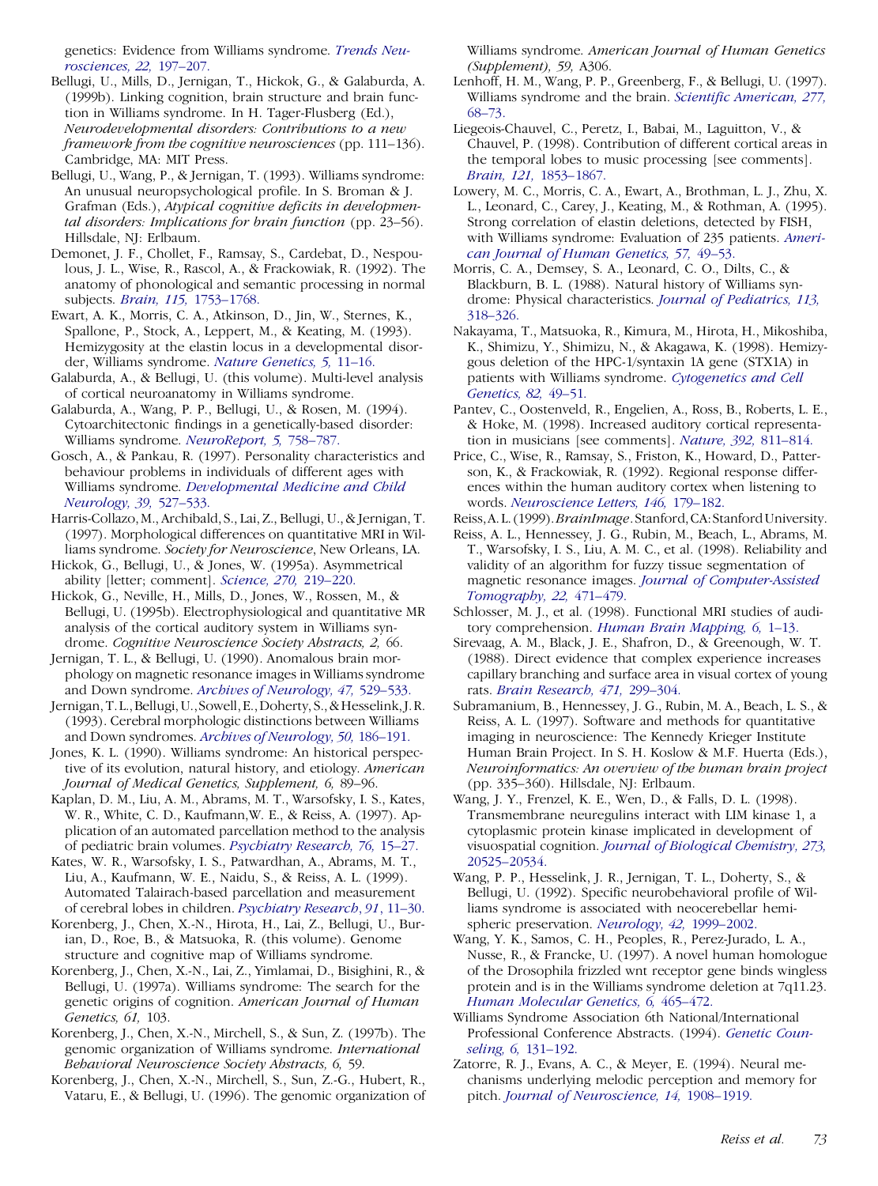genetics: Evidence from Williams syndrome. *Trends Neurosciences, 22,* 197–207.

Bellugi, U., Mills, D., Jernigan, T., Hickok, G., & Galaburda, A. (1999b). Linking cognition, brain structure and brain function in Williams syndrome. In H. Tager-Flusberg (Ed.), *Neurodevelopmental disorders: Contributions to a new framework from the cognitive neurosciences* (pp. 111–136). Cambridge, MA: MIT Press.

Bellugi, U., Wang, P., & Jernigan, T. (1993). Williams syndrome: An unusual neuropsychological profile. In S. Broman & J. Grafman (Eds.), *Atypical cognitive deficits in developmental disorders: Implications for brain function* (pp. 23–56). Hillsdale, NJ: Erlbaum.

Demonet, J. F., Chollet, F., Ramsay, S., Cardebat, D., Nespoulous, J. L., Wise, R., Rascol, A., & Frackowiak, R. (1992). The anatomy of phonological and semantic processing in normal subjects. *Brain, 115,* 1753–1768.

Ewart, A. K., Morris, C. A., Atkinson, D., Jin, W., Sternes, K., Spallone, P., Stock, A., Leppert, M., & Keating, M. (1993). Hemizygosity at the elastin locus in a developmental disorder, Williams syndrome. *Nature Genetics, 5,* 11–16.

Galaburda, A., & Bellugi, U. (this volume). Multi-level analysis of cortical neuroanatomy in Williams syndrome.

Galaburda, A., Wang, P. P., Bellugi, U., & Rosen, M. (1994). Cytoarchitectonic findings in a genetically-based disorder: Williams syndrome. *NeuroReport, 5,* 758–787.

Gosch, A., & Pankau, R. (1997). Personality characteristics and behaviour problems in individuals of different ages with Williams syndrome. *Developmental Medicine and Child Neurology, 39,* 527–533.

Harris-Collazo, M., Archibald, S., Lai, Z., Bellugi, U., & Jernigan, T. (1997). Morphological differences on quantitative MRI in Williams syndrome. *Society for Neuroscience*, New Orleans, LA.

Hickok, G., Bellugi, U., & Jones, W. (1995a). Asymmetrical ability [letter; comment]. *Science, 270,* 219–220.

Hickok, G., Neville, H., Mills, D., Jones, W., Rossen, M., & Bellugi, U. (1995b). Electrophysiological and quantitative MR analysis of the cortical auditory system in Williams syndrome. *Cognitive Neuroscience Society Abstracts, 2,* 66.

Jernigan, T. L., & Bellugi, U. (1990). Anomalous brain morphology on magnetic resonance images in Williams syndrome and Down syndrome. *Archives of Neurology, 47,* 529–533.

Jernigan, T. L., Bellugi, U., Sowell, E., Doherty, S., & Hesselink, J. R. (1993). Cerebral morphologic distinctions between Williams and Down syndromes. *Archives of Neurology, 50,* 186–191.

Jones, K. L. (1990). Williams syndrome: An historical perspective of its evolution, natural history, and etiology. *American Journal of Medical Genetics, Supplement, 6,* 89–96.

Kaplan, D. M., Liu, A. M., Abrams, M. T., Warsofsky, I. S., Kates, W. R., White, C. D., Kaufmann,W. E., & Reiss, A. (1997). Application of an automated parcellation method to the analysis of pediatric brain volumes. *Psychiatry Research, 76,* 15–27.

Kates, W. R., Warsofsky, I. S., Patwardhan, A., Abrams, M. T., Liu, A., Kaufmann, W. E., Naidu, S., & Reiss, A. L. (1999). Automated Talairach-based parcellation and measurement of cerebral lobes in children. *Psychiatry Research, 91,* 11–30.

Korenberg, J., Chen, X.-N., Hirota, H., Lai, Z., Bellugi, U., Burian, D., Roe, B., & Matsuoka, R. (this volume). Genome structure and cognitive map of Williams syndrome.

Korenberg, J., Chen, X.-N., Lai, Z., Yimlamai, D., Bisighini, R., & Bellugi, U. (1997a). Williams syndrome: The search for the genetic origins of cognition. *American Journal of Human Genetics, 61,* 103.

Korenberg, J., Chen, X.-N., Mirchell, S., & Sun, Z. (1997b). The genomic organization of Williams syndrome. *International Behavioral Neuroscience Society Abstracts, 6,* 59.

Korenberg, J., Chen, X.-N., Mirchell, S., Sun, Z.-G., Hubert, R., Vataru, E., & Bellugi, U. (1996). The genomic organization of Williams syndrome. *American Journal of Human Genetics (Supplement), 59,* A306.

Lenhoff, H. M., Wang, P. P., Greenberg, F., & Bellugi, U. (1997). Williams syndrome and the brain. *Scientific American, 277,* 68–73.

Liegeois-Chauvel, C., Peretz, I., Babai, M., Laguitton, V., & Chauvel, P. (1998). Contribution of different cortical areas in the temporal lobes to music processing [see comments]. *Brain, 121,* 1853–1867.

Lowery, M. C., Morris, C. A., Ewart, A., Brothman, L. J., Zhu, X. L., Leonard, C., Carey, J., Keating, M., & Rothman, A. (1995). Strong correlation of elastin deletions, detected by FISH, with Williams syndrome: Evaluation of 235 patients. *American Journal of Human Genetics, 57,* 49–53.

Morris, C. A., Demsey, S. A., Leonard, C. O., Dilts, C., & Blackburn, B. L. (1988). Natural history of Williams syndrome: Physical characteristics. *Journal of Pediatrics, 113,* 318–326.

Nakayama, T., Matsuoka, R., Kimura, M., Hirota, H., Mikoshiba, K., Shimizu, Y., Shimizu, N., & Akagawa, K. (1998). Hemizygous deletion of the HPC-1/syntaxin 1A gene (STX1A) in patients with Williams syndrome. *Cytogenetics and Cell Genetics, 82,* 49–51.

Pantev, C., Oostenveld, R., Engelien, A., Ross, B., Roberts, L. E., & Hoke, M. (1998). Increased auditory cortical representation in musicians [see comments]. *Nature, 392,* 811–814.

Price, C., Wise, R., Ramsay, S., Friston, K., Howard, D., Patterson, K., & Frackowiak, R. (1992). Regional response differences within the human auditory cortex when listening to words. *Neuroscience Letters, 146,* 179–182.

Reiss, A. L. (1999). *BrainImage*. Stanford, CA: Stanford University.

Reiss, A. L., Hennessey, J. G., Rubin, M., Beach, L., Abrams, M. T., Warsofsky, I. S., Liu, A. M. C., et al. (1998). Reliability and validity of an algorithm for fuzzy tissue segmentation of magnetic resonance images. *Journal of Computer-Assisted Tomography, 22,* 471–479.

Schlosser, M. J., et al. (1998). Functional MRI studies of auditory comprehension. *Human Brain Mapping, 6,* 1–13.

Sirevaag, A. M., Black, J. E., Shafron, D., & Greenough, W. T. (1988). Direct evidence that complex experience increases capillary branching and surface area in visual cortex of young rats. *Brain Research, 471,* 299–304.

Subramanium, B., Hennessey, J. G., Rubin, M. A., Beach, L. S., & Reiss, A. L. (1997). Software and methods for quantitative imaging in neuroscience: The Kennedy Krieger Institute Human Brain Project. In S. H. Koslow & M.F. Huerta (Eds.), *Neuroinformatics: An overview of the human brain project* (pp. 335–360). Hillsdale, NJ: Erlbaum.

Wang, J. Y., Frenzel, K. E., Wen, D., & Falls, D. L. (1998). Transmembrane neuregulins interact with LIM kinase 1, a cytoplasmic protein kinase implicated in development of visuospatial cognition. *Journal of Biological Chemistry, 273,* 20525–20534.

Wang, P. P., Hesselink, J. R., Jernigan, T. L., Doherty, S., & Bellugi, U. (1992). Specific neurobehavioral profile of Williams syndrome is associated with neocerebellar hemispheric preservation. *Neurology, 42,* 1999–2002.

Wang, Y. K., Samos, C. H., Peoples, R., Perez-Jurado, L. A., Nusse, R., & Francke, U. (1997). A novel human homologue of the Drosophila frizzled wnt receptor gene binds wingless protein and is in the Williams syndrome deletion at 7q11.23. *Human Molecular Genetics, 6,* 465–472.

Williams Syndrome Association 6th National/International Professional Conference Abstracts. (1994). *Genetic Counseling, 6,* 131–192.

Zatorre, R. J., Evans, A. C., & Meyer, E. (1994). Neural mechanisms underlying melodic perception and memory for pitch. *Journal of Neuroscience, 14,* 1908–1919.